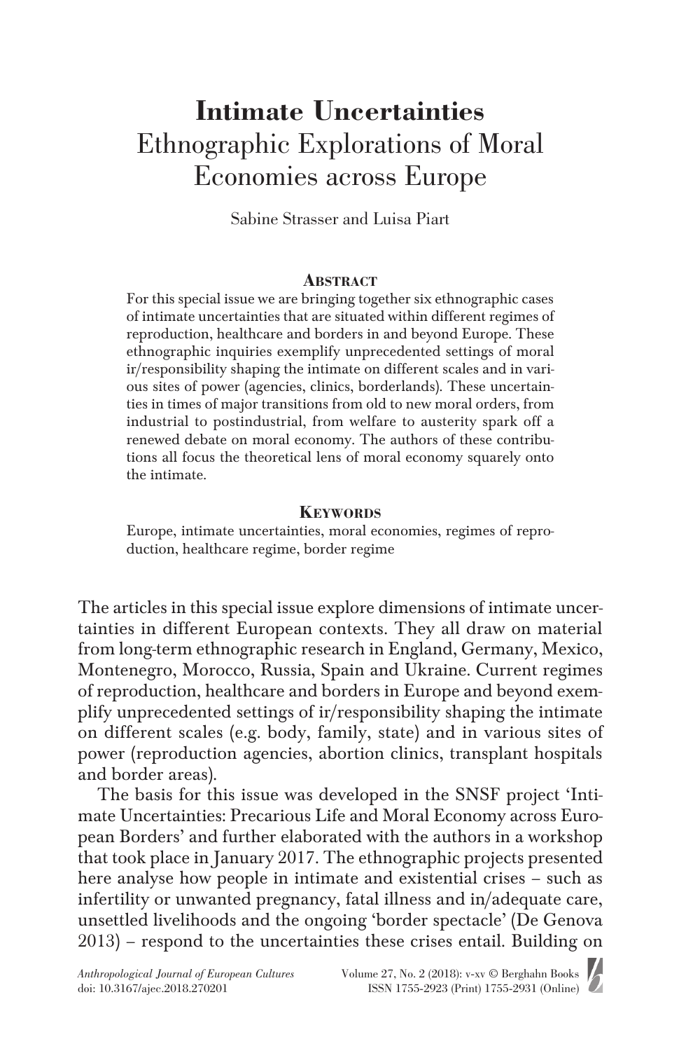# Intimate Uncertainties
## Ethnographic Explorations of Moral Economies across Europe

Sabine Strasser and Luisa Piart

### Abstract

For this special issue we are bringing together six ethnographic cases of intimate uncertainties that are situated within different regimes of reproduction, healthcare and borders in and beyond Europe. These ethnographic inquiries exemplify unprecedented settings of moral ir/responsibility shaping the intimate on different scales and in various sites of power (agencies, clinics, borderlands). These uncertainties in times of major transitions from old to new moral orders, from industrial to postindustrial, from welfare to austerity spark off a renewed debate on moral economy. The authors of these contributions all focus the theoretical lens of moral economy squarely onto the intimate.

### Keywords

Europe, intimate uncertainties, moral economies, regimes of reproduction, healthcare regime, border regime

The articles in this special issue explore dimensions of intimate uncertainties in different European contexts. They all draw on material from long-term ethnographic research in England, Germany, Mexico, Montenegro, Morocco, Russia, Spain and Ukraine. Current regimes of reproduction, healthcare and borders in Europe and beyond exemplify unprecedented settings of ir/responsibility shaping the intimate on different scales (e.g. body, family, state) and in various sites of power (reproduction agencies, abortion clinics, transplant hospitals and border areas).

The basis for this issue was developed in the SNSF project 'Intimate Uncertainties: Precarious Life and Moral Economy across European Borders' and further elaborated with the authors in a workshop that took place in January 2017. The ethnographic projects presented here analyse how people in intimate and existential crises – such as infertility or unwanted pregnancy, fatal illness and in/adequate care, unsettled livelihoods and the ongoing 'border spectacle' (De Genova 2013) – respond to the uncertainties these crises entail. Building on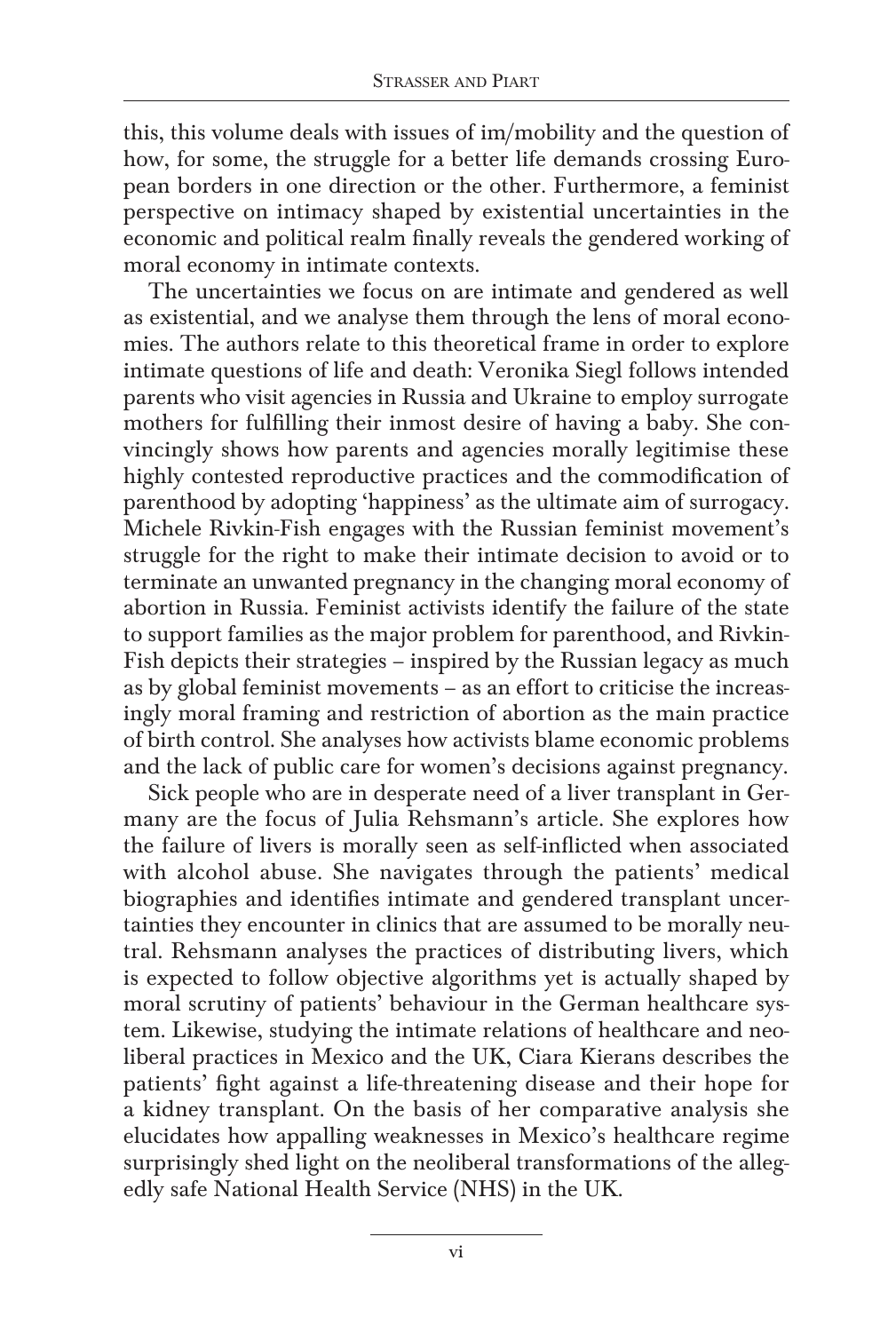this, this volume deals with issues of im/mobility and the question of how, for some, the struggle for a better life demands crossing European borders in one direction or the other. Furthermore, a feminist perspective on intimacy shaped by existential uncertainties in the economic and political realm finally reveals the gendered working of moral economy in intimate contexts.

The uncertainties we focus on are intimate and gendered as well as existential, and we analyse them through the lens of moral economies. The authors relate to this theoretical frame in order to explore intimate questions of life and death: Veronika Siegl follows intended parents who visit agencies in Russia and Ukraine to employ surrogate mothers for fulfilling their inmost desire of having a baby. She convincingly shows how parents and agencies morally legitimise these highly contested reproductive practices and the commodification of parenthood by adopting 'happiness' as the ultimate aim of surrogacy. Michele Rivkin-Fish engages with the Russian feminist movement's struggle for the right to make their intimate decision to avoid or to terminate an unwanted pregnancy in the changing moral economy of abortion in Russia. Feminist activists identify the failure of the state to support families as the major problem for parenthood, and Rivkin-Fish depicts their strategies – inspired by the Russian legacy as much as by global feminist movements – as an effort to criticise the increasingly moral framing and restriction of abortion as the main practice of birth control. She analyses how activists blame economic problems and the lack of public care for women's decisions against pregnancy.

Sick people who are in desperate need of a liver transplant in Germany are the focus of Julia Rehsmann's article. She explores how the failure of livers is morally seen as self-inflicted when associated with alcohol abuse. She navigates through the patients' medical biographies and identifies intimate and gendered transplant uncertainties they encounter in clinics that are assumed to be morally neutral. Rehsmann analyses the practices of distributing livers, which is expected to follow objective algorithms yet is actually shaped by moral scrutiny of patients' behaviour in the German healthcare system. Likewise, studying the intimate relations of healthcare and neoliberal practices in Mexico and the UK, Ciara Kierans describes the patients' fight against a life-threatening disease and their hope for a kidney transplant. On the basis of her comparative analysis she elucidates how appalling weaknesses in Mexico's healthcare regime surprisingly shed light on the neoliberal transformations of the allegedly safe National Health Service (NHS) in the UK.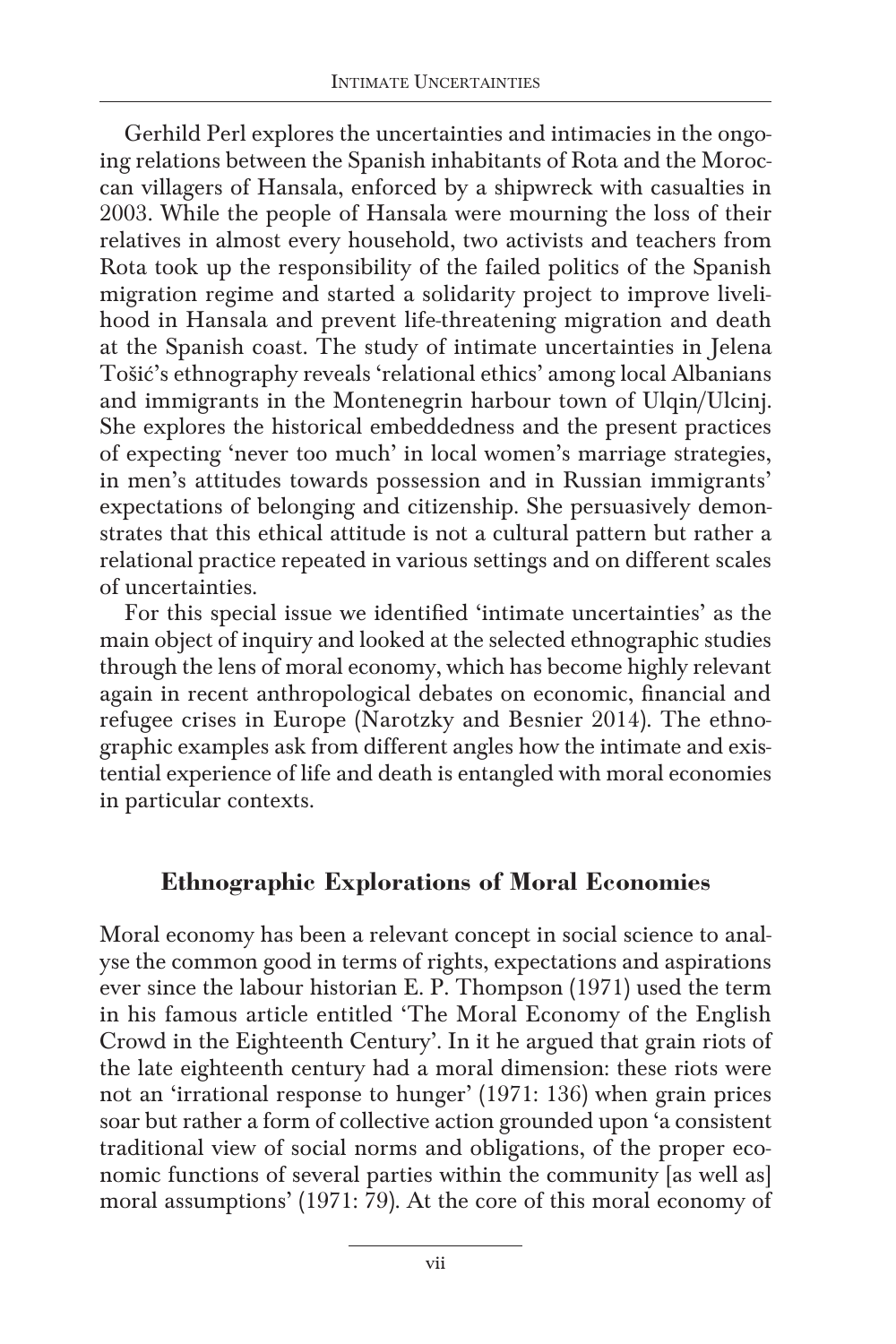Gerhild Perl explores the uncertainties and intimacies in the ongoing relations between the Spanish inhabitants of Rota and the Moroccan villagers of Hansala, enforced by a shipwreck with casualties in 2003. While the people of Hansala were mourning the loss of their relatives in almost every household, two activists and teachers from Rota took up the responsibility of the failed politics of the Spanish migration regime and started a solidarity project to improve livelihood in Hansala and prevent life-threatening migration and death at the Spanish coast. The study of intimate uncertainties in Jelena Tošić's ethnography reveals 'relational ethics' among local Albanians and immigrants in the Montenegrin harbour town of Ulqin/Ulcinj. She explores the historical embeddedness and the present practices of expecting 'never too much' in local women's marriage strategies, in men's attitudes towards possession and in Russian immigrants' expectations of belonging and citizenship. She persuasively demonstrates that this ethical attitude is not a cultural pattern but rather a relational practice repeated in various settings and on different scales of uncertainties.

For this special issue we identified 'intimate uncertainties' as the main object of inquiry and looked at the selected ethnographic studies through the lens of moral economy, which has become highly relevant again in recent anthropological debates on economic, financial and refugee crises in Europe (Narotzky and Besnier 2014). The ethnographic examples ask from different angles how the intimate and existential experience of life and death is entangled with moral economies in particular contexts.

## Ethnographic Explorations of Moral Economies

Moral economy has been a relevant concept in social science to analyse the common good in terms of rights, expectations and aspirations ever since the labour historian E. P. Thompson (1971) used the term in his famous article entitled 'The Moral Economy of the English Crowd in the Eighteenth Century'. In it he argued that grain riots of the late eighteenth century had a moral dimension: these riots were not an 'irrational response to hunger' (1971: 136) when grain prices soar but rather a form of collective action grounded upon 'a consistent traditional view of social norms and obligations, of the proper economic functions of several parties within the community [as well as] moral assumptions' (1971: 79). At the core of this moral economy of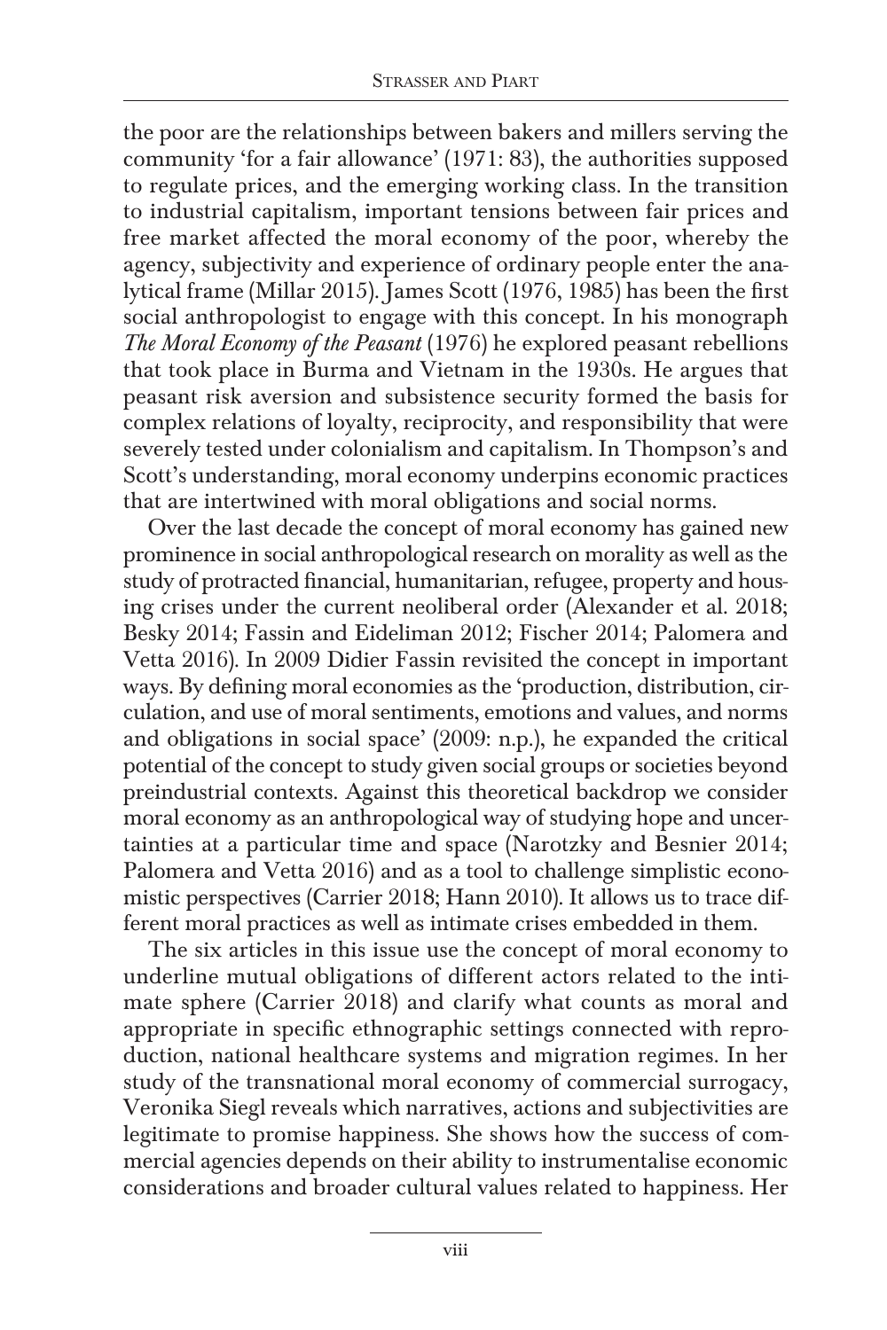the poor are the relationships between bakers and millers serving the community 'for a fair allowance' (1971: 83), the authorities supposed to regulate prices, and the emerging working class. In the transition to industrial capitalism, important tensions between fair prices and free market affected the moral economy of the poor, whereby the agency, subjectivity and experience of ordinary people enter the analytical frame (Millar 2015). James Scott (1976, 1985) has been the first social anthropologist to engage with this concept. In his monograph *The Moral Economy of the Peasant* (1976) he explored peasant rebellions that took place in Burma and Vietnam in the 1930s. He argues that peasant risk aversion and subsistence security formed the basis for complex relations of loyalty, reciprocity, and responsibility that were severely tested under colonialism and capitalism. In Thompson's and Scott's understanding, moral economy underpins economic practices that are intertwined with moral obligations and social norms.

Over the last decade the concept of moral economy has gained new prominence in social anthropological research on morality as well as the study of protracted financial, humanitarian, refugee, property and housing crises under the current neoliberal order (Alexander et al. 2018; Besky 2014; Fassin and Eideliman 2012; Fischer 2014; Palomera and Vetta 2016). In 2009 Didier Fassin revisited the concept in important ways. By defining moral economies as the 'production, distribution, circulation, and use of moral sentiments, emotions and values, and norms and obligations in social space' (2009: n.p.), he expanded the critical potential of the concept to study given social groups or societies beyond preindustrial contexts. Against this theoretical backdrop we consider moral economy as an anthropological way of studying hope and uncertainties at a particular time and space (Narotzky and Besnier 2014; Palomera and Vetta 2016) and as a tool to challenge simplistic economistic perspectives (Carrier 2018; Hann 2010). It allows us to trace different moral practices as well as intimate crises embedded in them.

The six articles in this issue use the concept of moral economy to underline mutual obligations of different actors related to the intimate sphere (Carrier 2018) and clarify what counts as moral and appropriate in specific ethnographic settings connected with reproduction, national healthcare systems and migration regimes. In her study of the transnational moral economy of commercial surrogacy, Veronika Siegl reveals which narratives, actions and subjectivities are legitimate to promise happiness. She shows how the success of commercial agencies depends on their ability to instrumentalise economic considerations and broader cultural values related to happiness. Her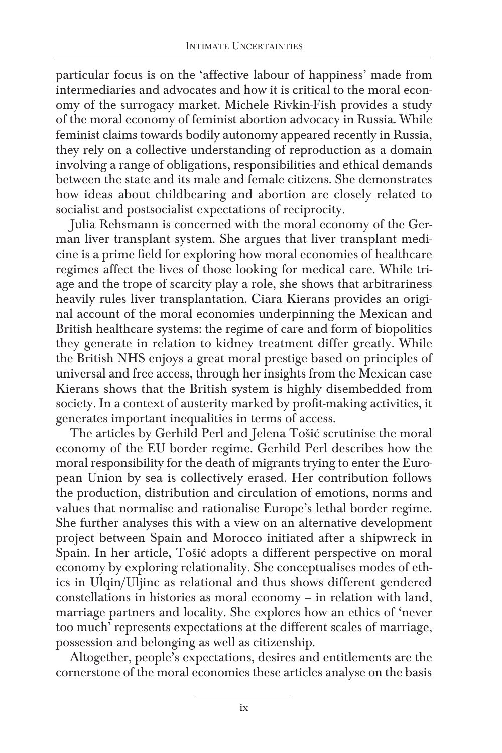particular focus is on the 'affective labour of happiness' made from intermediaries and advocates and how it is critical to the moral economy of the surrogacy market. Michele Rivkin-Fish provides a study of the moral economy of feminist abortion advocacy in Russia. While feminist claims towards bodily autonomy appeared recently in Russia, they rely on a collective understanding of reproduction as a domain involving a range of obligations, responsibilities and ethical demands between the state and its male and female citizens. She demonstrates how ideas about childbearing and abortion are closely related to socialist and postsocialist expectations of reciprocity.

Julia Rehsmann is concerned with the moral economy of the German liver transplant system. She argues that liver transplant medicine is a prime field for exploring how moral economies of healthcare regimes affect the lives of those looking for medical care. While triage and the trope of scarcity play a role, she shows that arbitrariness heavily rules liver transplantation. Ciara Kierans provides an original account of the moral economies underpinning the Mexican and British healthcare systems: the regime of care and form of biopolitics they generate in relation to kidney treatment differ greatly. While the British NHS enjoys a great moral prestige based on principles of universal and free access, through her insights from the Mexican case Kierans shows that the British system is highly disembedded from society. In a context of austerity marked by profit-making activities, it generates important inequalities in terms of access.

The articles by Gerhild Perl and Jelena Tošić scrutinise the moral economy of the EU border regime. Gerhild Perl describes how the moral responsibility for the death of migrants trying to enter the European Union by sea is collectively erased. Her contribution follows the production, distribution and circulation of emotions, norms and values that normalise and rationalise Europe's lethal border regime. She further analyses this with a view on an alternative development project between Spain and Morocco initiated after a shipwreck in Spain. In her article, Tošić adopts a different perspective on moral economy by exploring relationality. She conceptualises modes of ethics in Ulqin/Uljinc as relational and thus shows different gendered constellations in histories as moral economy – in relation with land, marriage partners and locality. She explores how an ethics of 'never too much' represents expectations at the different scales of marriage, possession and belonging as well as citizenship.

Altogether, people's expectations, desires and entitlements are the cornerstone of the moral economies these articles analyse on the basis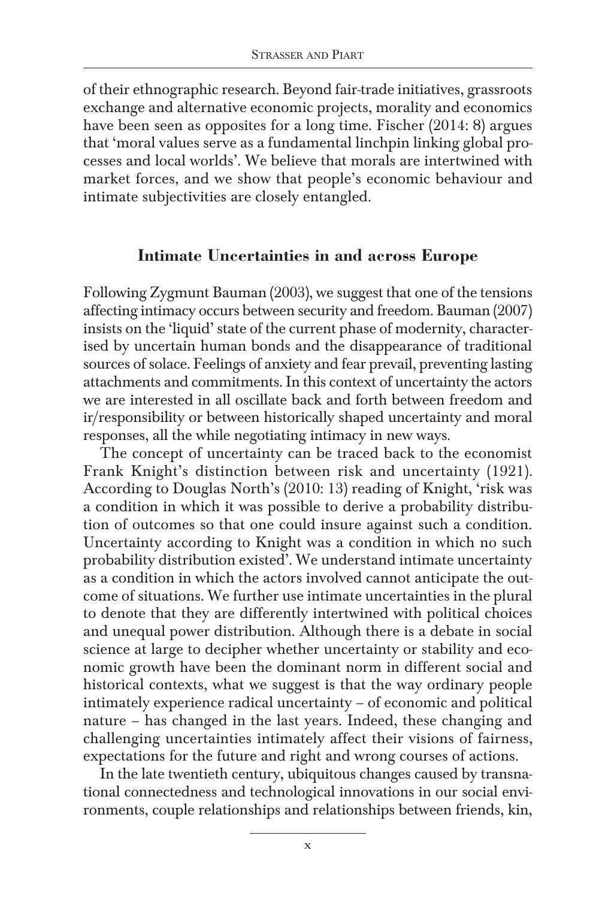of their ethnographic research. Beyond fair-trade initiatives, grassroots exchange and alternative economic projects, morality and economics have been seen as opposites for a long time. Fischer (2014: 8) argues that 'moral values serve as a fundamental linchpin linking global processes and local worlds'. We believe that morals are intertwined with market forces, and we show that people's economic behaviour and intimate subjectivities are closely entangled.

## Intimate Uncertainties in and across Europe

Following Zygmunt Bauman (2003), we suggest that one of the tensions affecting intimacy occurs between security and freedom. Bauman (2007) insists on the 'liquid' state of the current phase of modernity, characterised by uncertain human bonds and the disappearance of traditional sources of solace. Feelings of anxiety and fear prevail, preventing lasting attachments and commitments. In this context of uncertainty the actors we are interested in all oscillate back and forth between freedom and ir/responsibility or between historically shaped uncertainty and moral responses, all the while negotiating intimacy in new ways.

The concept of uncertainty can be traced back to the economist Frank Knight's distinction between risk and uncertainty (1921). According to Douglas North's (2010: 13) reading of Knight, 'risk was a condition in which it was possible to derive a probability distribution of outcomes so that one could insure against such a condition. Uncertainty according to Knight was a condition in which no such probability distribution existed'. We understand intimate uncertainty as a condition in which the actors involved cannot anticipate the outcome of situations. We further use intimate uncertainties in the plural to denote that they are differently intertwined with political choices and unequal power distribution. Although there is a debate in social science at large to decipher whether uncertainty or stability and economic growth have been the dominant norm in different social and historical contexts, what we suggest is that the way ordinary people intimately experience radical uncertainty – of economic and political nature – has changed in the last years. Indeed, these changing and challenging uncertainties intimately affect their visions of fairness, expectations for the future and right and wrong courses of actions.

In the late twentieth century, ubiquitous changes caused by transnational connectedness and technological innovations in our social environments, couple relationships and relationships between friends, kin,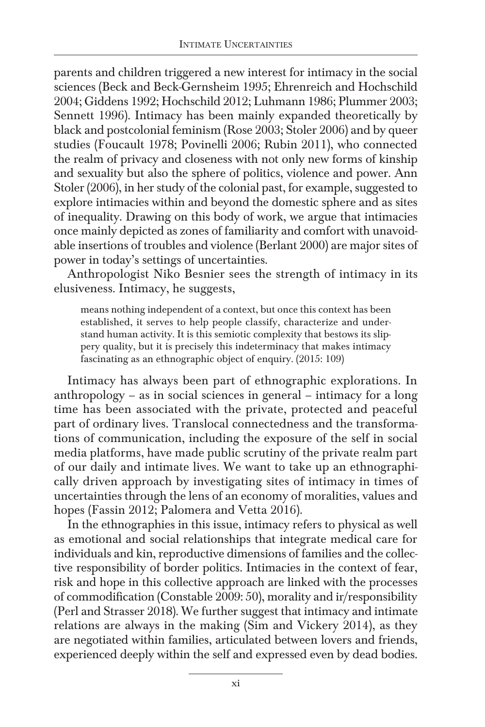parents and children triggered a new interest for intimacy in the social sciences (Beck and Beck-Gernsheim 1995; Ehrenreich and Hochschild 2004; Giddens 1992; Hochschild 2012; Luhmann 1986; Plummer 2003; Sennett 1996). Intimacy has been mainly expanded theoretically by black and postcolonial feminism (Rose 2003; Stoler 2006) and by queer studies (Foucault 1978; Povinelli 2006; Rubin 2011), who connected the realm of privacy and closeness with not only new forms of kinship and sexuality but also the sphere of politics, violence and power. Ann Stoler (2006), in her study of the colonial past, for example, suggested to explore intimacies within and beyond the domestic sphere and as sites of inequality. Drawing on this body of work, we argue that intimacies once mainly depicted as zones of familiarity and comfort with unavoidable insertions of troubles and violence (Berlant 2000) are major sites of power in today's settings of uncertainties.

Anthropologist Niko Besnier sees the strength of intimacy in its elusiveness. Intimacy, he suggests,

> means nothing independent of a context, but once this context has been established, it serves to help people classify, characterize and understand human activity. It is this semiotic complexity that bestows its slippery quality, but it is precisely this indeterminacy that makes intimacy fascinating as an ethnographic object of enquiry. (2015: 109)

Intimacy has always been part of ethnographic explorations. In anthropology – as in social sciences in general – intimacy for a long time has been associated with the private, protected and peaceful part of ordinary lives. Translocal connectedness and the transformations of communication, including the exposure of the self in social media platforms, have made public scrutiny of the private realm part of our daily and intimate lives. We want to take up an ethnographically driven approach by investigating sites of intimacy in times of uncertainties through the lens of an economy of moralities, values and hopes (Fassin 2012; Palomera and Vetta 2016).

In the ethnographies in this issue, intimacy refers to physical as well as emotional and social relationships that integrate medical care for individuals and kin, reproductive dimensions of families and the collective responsibility of border politics. Intimacies in the context of fear, risk and hope in this collective approach are linked with the processes of commodification (Constable 2009: 50), morality and ir/responsibility (Perl and Strasser 2018). We further suggest that intimacy and intimate relations are always in the making (Sim and Vickery 2014), as they are negotiated within families, articulated between lovers and friends, experienced deeply within the self and expressed even by dead bodies.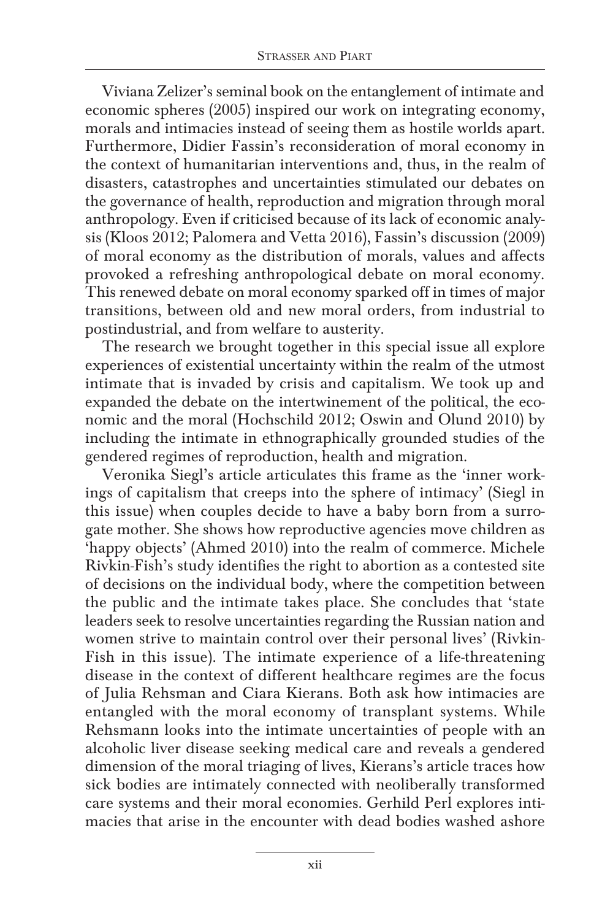Viviana Zelizer's seminal book on the entanglement of intimate and economic spheres (2005) inspired our work on integrating economy, morals and intimacies instead of seeing them as hostile worlds apart. Furthermore, Didier Fassin's reconsideration of moral economy in the context of humanitarian interventions and, thus, in the realm of disasters, catastrophes and uncertainties stimulated our debates on the governance of health, reproduction and migration through moral anthropology. Even if criticised because of its lack of economic analysis (Kloos 2012; Palomera and Vetta 2016), Fassin's discussion (2009) of moral economy as the distribution of morals, values and affects provoked a refreshing anthropological debate on moral economy. This renewed debate on moral economy sparked off in times of major transitions, between old and new moral orders, from industrial to postindustrial, and from welfare to austerity.

The research we brought together in this special issue all explore experiences of existential uncertainty within the realm of the utmost intimate that is invaded by crisis and capitalism. We took up and expanded the debate on the intertwinement of the political, the economic and the moral (Hochschild 2012; Oswin and Olund 2010) by including the intimate in ethnographically grounded studies of the gendered regimes of reproduction, health and migration.

Veronika Siegl's article articulates this frame as the 'inner workings of capitalism that creeps into the sphere of intimacy' (Siegl in this issue) when couples decide to have a baby born from a surrogate mother. She shows how reproductive agencies move children as 'happy objects' (Ahmed 2010) into the realm of commerce. Michele Rivkin-Fish's study identifies the right to abortion as a contested site of decisions on the individual body, where the competition between the public and the intimate takes place. She concludes that 'state leaders seek to resolve uncertainties regarding the Russian nation and women strive to maintain control over their personal lives' (Rivkin-Fish in this issue). The intimate experience of a life-threatening disease in the context of different healthcare regimes are the focus of Julia Rehsman and Ciara Kierans. Both ask how intimacies are entangled with the moral economy of transplant systems. While Rehsmann looks into the intimate uncertainties of people with an alcoholic liver disease seeking medical care and reveals a gendered dimension of the moral triaging of lives, Kierans's article traces how sick bodies are intimately connected with neoliberally transformed care systems and their moral economies. Gerhild Perl explores intimacies that arise in the encounter with dead bodies washed ashore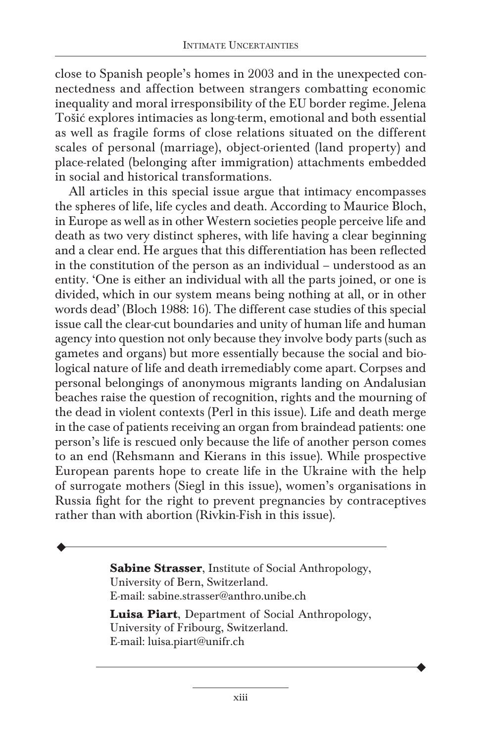close to Spanish people's homes in 2003 and in the unexpected connectedness and affection between strangers combatting economic inequality and moral irresponsibility of the EU border regime. Jelena Tošić explores intimacies as long-term, emotional and both essential as well as fragile forms of close relations situated on the different scales of personal (marriage), object-oriented (land property) and place-related (belonging after immigration) attachments embedded in social and historical transformations.

All articles in this special issue argue that intimacy encompasses the spheres of life, life cycles and death. According to Maurice Bloch, in Europe as well as in other Western societies people perceive life and death as two very distinct spheres, with life having a clear beginning and a clear end. He argues that this differentiation has been reflected in the constitution of the person as an individual – understood as an entity. 'One is either an individual with all the parts joined, or one is divided, which in our system means being nothing at all, or in other words dead' (Bloch 1988: 16). The different case studies of this special issue call the clear-cut boundaries and unity of human life and human agency into question not only because they involve body parts (such as gametes and organs) but more essentially because the social and biological nature of life and death irremediably come apart. Corpses and personal belongings of anonymous migrants landing on Andalusian beaches raise the question of recognition, rights and the mourning of the dead in violent contexts (Perl in this issue). Life and death merge in the case of patients receiving an organ from braindead patients: one person's life is rescued only because the life of another person comes to an end (Rehsmann and Kierans in this issue). While prospective European parents hope to create life in the Ukraine with the help of surrogate mothers (Siegl in this issue), women's organisations in Russia fight for the right to prevent pregnancies by contraceptives rather than with abortion (Rivkin-Fish in this issue).

---

**Sabine Strasser**, Institute of Social Anthropology, University of Bern, Switzerland.
E-mail: sabine.strasser@anthro.unibe.ch

**Luisa Piart**, Department of Social Anthropology, University of Fribourg, Switzerland.
E-mail: luisa.piart@unifr.ch

---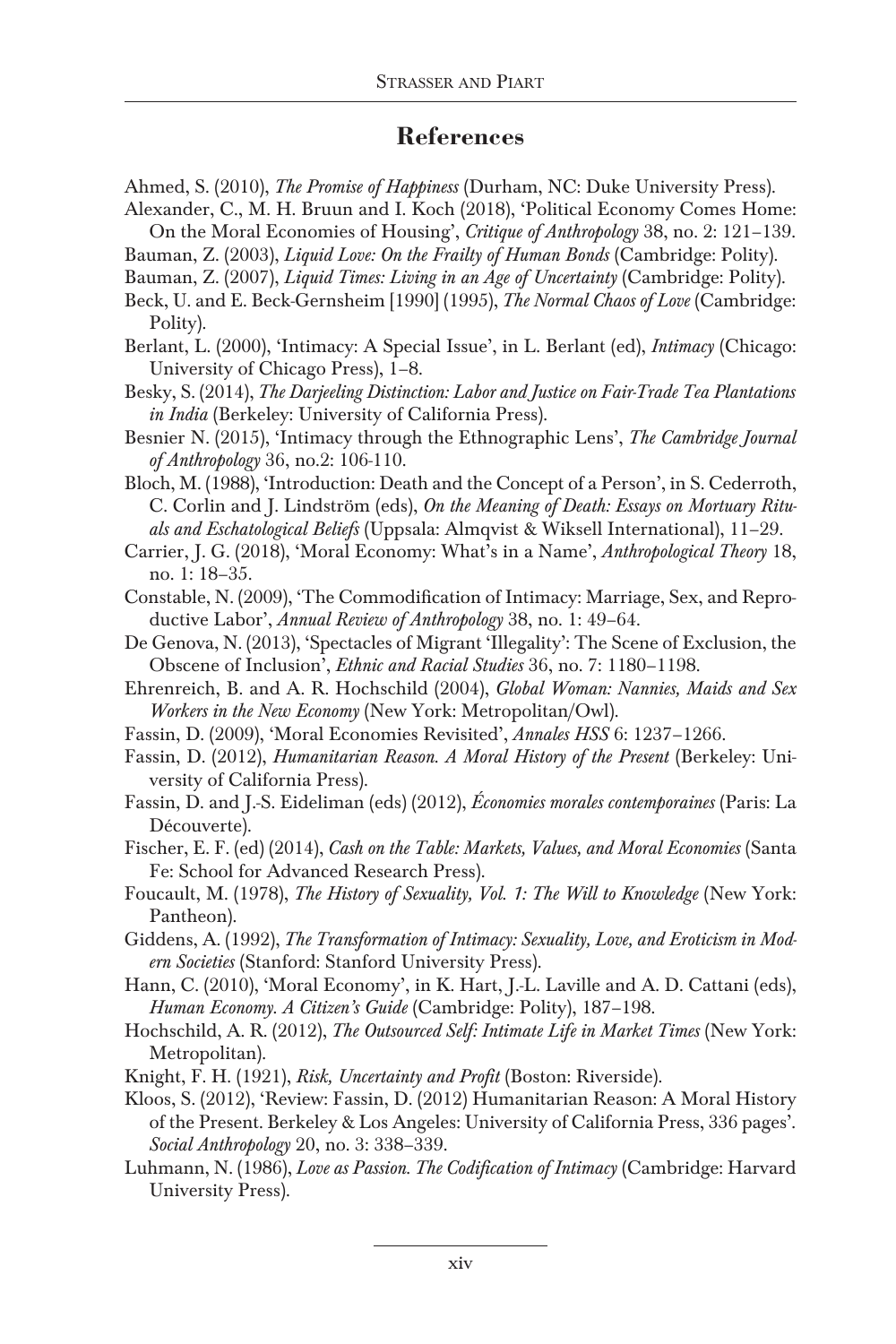## References

Ahmed, S. (2010), *The Promise of Happiness* (Durham, NC: Duke University Press).

Alexander, C., M. H. Bruun and I. Koch (2018), 'Political Economy Comes Home: On the Moral Economies of Housing', *Critique of Anthropology* 38, no. 2: 121–139.

Bauman, Z. (2003), *Liquid Love: On the Frailty of Human Bonds* (Cambridge: Polity).

Bauman, Z. (2007), *Liquid Times: Living in an Age of Uncertainty* (Cambridge: Polity).

Beck, U. and E. Beck-Gernsheim [1990] (1995), *The Normal Chaos of Love* (Cambridge: Polity).

Berlant, L. (2000), 'Intimacy: A Special Issue', in L. Berlant (ed), *Intimacy* (Chicago: University of Chicago Press), 1–8.

Besky, S. (2014), *The Darjeeling Distinction: Labor and Justice on Fair-Trade Tea Plantations in India* (Berkeley: University of California Press).

Besnier N. (2015), 'Intimacy through the Ethnographic Lens', *The Cambridge Journal of Anthropology* 36, no.2: 106-110.

Bloch, M. (1988), 'Introduction: Death and the Concept of a Person', in S. Cederroth, C. Corlin and J. Lindström (eds), *On the Meaning of Death: Essays on Mortuary Rituals and Eschatological Beliefs* (Uppsala: Almqvist & Wiksell International), 11–29.

Carrier, J. G. (2018), 'Moral Economy: What's in a Name', *Anthropological Theory* 18, no. 1: 18–35.

Constable, N. (2009), 'The Commodification of Intimacy: Marriage, Sex, and Reproductive Labor', *Annual Review of Anthropology* 38, no. 1: 49–64.

De Genova, N. (2013), 'Spectacles of Migrant 'Illegality': The Scene of Exclusion, the Obscene of Inclusion', *Ethnic and Racial Studies* 36, no. 7: 1180–1198.

Ehrenreich, B. and A. R. Hochschild (2004), *Global Woman: Nannies, Maids and Sex Workers in the New Economy* (New York: Metropolitan/Owl).

Fassin, D. (2009), 'Moral Economies Revisited', *Annales HSS* 6: 1237–1266.

Fassin, D. (2012), *Humanitarian Reason. A Moral History of the Present* (Berkeley: University of California Press).

Fassin, D. and J.-S. Eideliman (eds) (2012), *Économies morales contemporaines* (Paris: La Découverte).

Fischer, E. F. (ed) (2014), *Cash on the Table: Markets, Values, and Moral Economies* (Santa Fe: School for Advanced Research Press).

Foucault, M. (1978), *The History of Sexuality, Vol. 1: The Will to Knowledge* (New York: Pantheon).

Giddens, A. (1992), *The Transformation of Intimacy: Sexuality, Love, and Eroticism in Modern Societies* (Stanford: Stanford University Press).

Hann, C. (2010), 'Moral Economy', in K. Hart, J.-L. Laville and A. D. Cattani (eds), *Human Economy. A Citizen's Guide* (Cambridge: Polity), 187–198.

Hochschild, A. R. (2012), *The Outsourced Self: Intimate Life in Market Times* (New York: Metropolitan).

Knight, F. H. (1921), *Risk, Uncertainty and Profit* (Boston: Riverside).

Kloos, S. (2012), 'Review: Fassin, D. (2012) Humanitarian Reason: A Moral History of the Present. Berkeley & Los Angeles: University of California Press, 336 pages'. *Social Anthropology* 20, no. 3: 338–339.

Luhmann, N. (1986), *Love as Passion. The Codification of Intimacy* (Cambridge: Harvard University Press).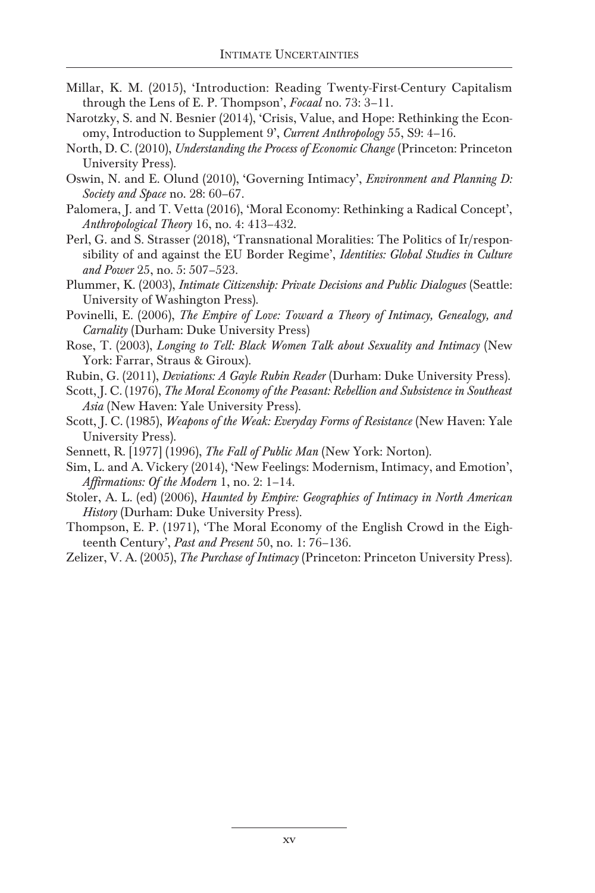Millar, K. M. (2015), 'Introduction: Reading Twenty-First-Century Capitalism through the Lens of E. P. Thompson', *Focaal* no. 73: 3–11.

Narotzky, S. and N. Besnier (2014), 'Crisis, Value, and Hope: Rethinking the Economy, Introduction to Supplement 9', *Current Anthropology* 55, S9: 4–16.

North, D. C. (2010), *Understanding the Process of Economic Change* (Princeton: Princeton University Press).

Oswin, N. and E. Olund (2010), 'Governing Intimacy', *Environment and Planning D: Society and Space* no. 28: 60–67.

Palomera, J. and T. Vetta (2016), 'Moral Economy: Rethinking a Radical Concept', *Anthropological Theory* 16, no. 4: 413–432.

Perl, G. and S. Strasser (2018), 'Transnational Moralities: The Politics of Ir/responsibility of and against the EU Border Regime', *Identities: Global Studies in Culture and Power* 25, no. 5: 507–523.

Plummer, K. (2003), *Intimate Citizenship: Private Decisions and Public Dialogues* (Seattle: University of Washington Press).

Povinelli, E. (2006), *The Empire of Love: Toward a Theory of Intimacy, Genealogy, and Carnality* (Durham: Duke University Press)

Rose, T. (2003), *Longing to Tell: Black Women Talk about Sexuality and Intimacy* (New York: Farrar, Straus & Giroux).

Rubin, G. (2011), *Deviations: A Gayle Rubin Reader* (Durham: Duke University Press).

Scott, J. C. (1976), *The Moral Economy of the Peasant: Rebellion and Subsistence in Southeast Asia* (New Haven: Yale University Press).

Scott, J. C. (1985), *Weapons of the Weak: Everyday Forms of Resistance* (New Haven: Yale University Press).

Sennett, R. [1977] (1996), *The Fall of Public Man* (New York: Norton).

Sim, L. and A. Vickery (2014), 'New Feelings: Modernism, Intimacy, and Emotion', *Affirmations: Of the Modern* 1, no. 2: 1–14.

Stoler, A. L. (ed) (2006), *Haunted by Empire: Geographies of Intimacy in North American History* (Durham: Duke University Press).

Thompson, E. P. (1971), 'The Moral Economy of the English Crowd in the Eighteenth Century', *Past and Present* 50, no. 1: 76–136.

Zelizer, V. A. (2005), *The Purchase of Intimacy* (Princeton: Princeton University Press).